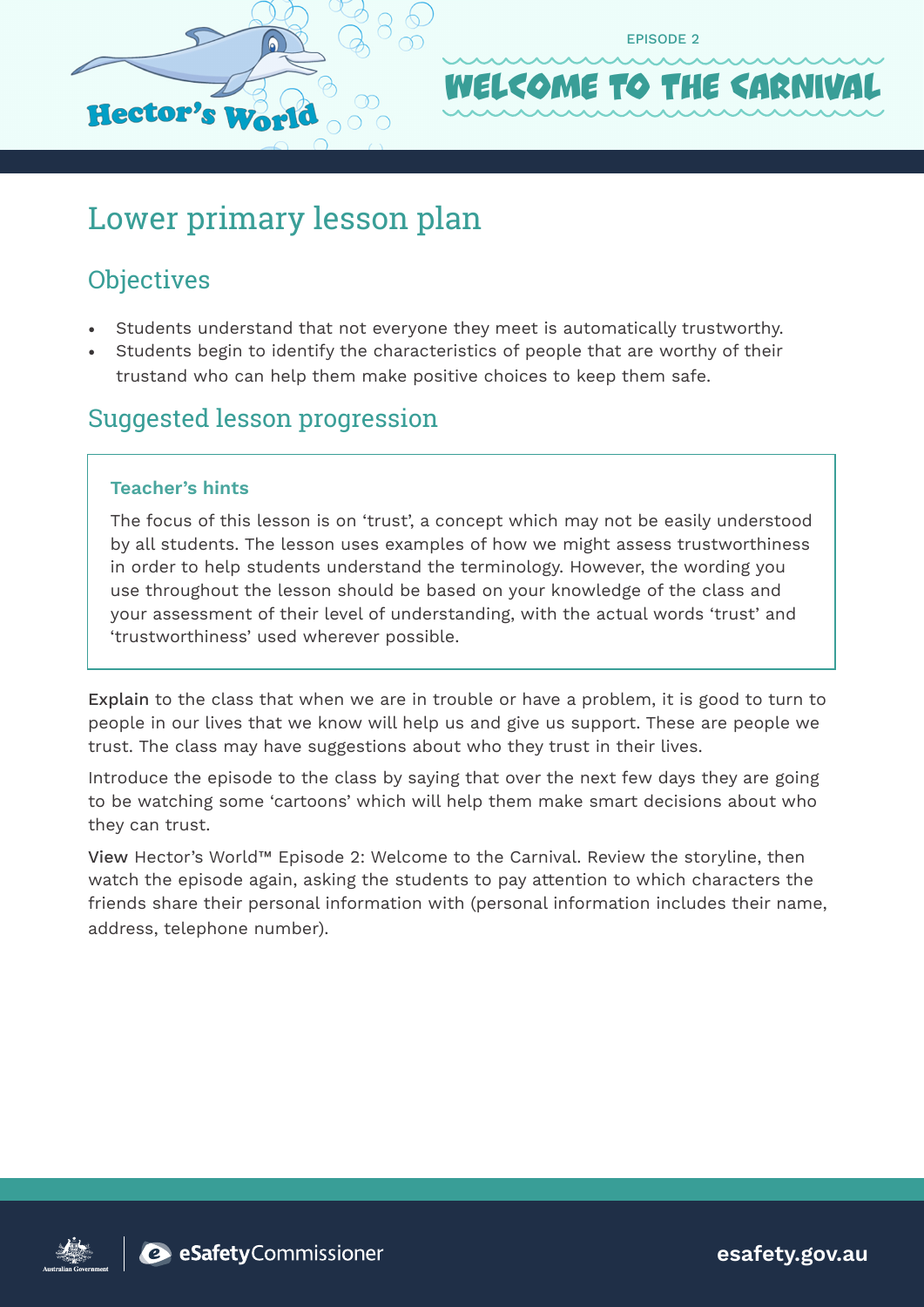Hector's World

EPISODE 2

# WELCOME TO THE CARNIVAL

## Lower primary lesson plan

### Objectives

- Students understand that not everyone they meet is automatically trustworthy.
- Students begin to identify the characteristics of people that are worthy of their trustand who can help them make positive choices to keep them safe.

### Suggested lesson progression

> **Teacher's hints**
>
> The focus of this lesson is on 'trust', a concept which may not be easily understood by all students. The lesson uses examples of how we might assess trustworthiness in order to help students understand the terminology. However, the wording you use throughout the lesson should be based on your knowledge of the class and your assessment of their level of understanding, with the actual words 'trust' and 'trustworthiness' used wherever possible.

Explain to the class that when we are in trouble or have a problem, it is good to turn to people in our lives that we know will help us and give us support. These are people we trust. The class may have suggestions about who they trust in their lives.

Introduce the episode to the class by saying that over the next few days they are going to be watching some 'cartoons' which will help them make smart decisions about who they can trust.

View Hector's World™ Episode 2: Welcome to the Carnival. Review the storyline, then watch the episode again, asking the students to pay attention to which characters the friends share their personal information with (personal information includes their name, address, telephone number).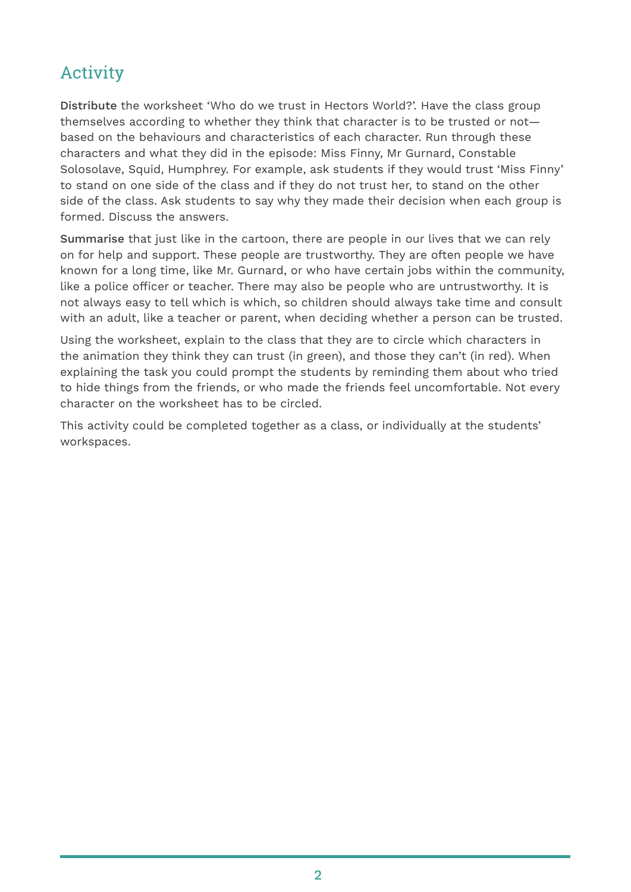## Activity

**Distribute** the worksheet 'Who do we trust in Hectors World?'. Have the class group themselves according to whether they think that character is to be trusted or not—based on the behaviours and characteristics of each character. Run through these characters and what they did in the episode: Miss Finny, Mr Gurnard, Constable Solosolave, Squid, Humphrey. For example, ask students if they would trust 'Miss Finny' to stand on one side of the class and if they do not trust her, to stand on the other side of the class. Ask students to say why they made their decision when each group is formed. Discuss the answers.

**Summarise** that just like in the cartoon, there are people in our lives that we can rely on for help and support. These people are trustworthy. They are often people we have known for a long time, like Mr. Gurnard, or who have certain jobs within the community, like a police officer or teacher. There may also be people who are untrustworthy. It is not always easy to tell which is which, so children should always take time and consult with an adult, like a teacher or parent, when deciding whether a person can be trusted.

Using the worksheet, explain to the class that they are to circle which characters in the animation they think they can trust (in green), and those they can't (in red). When explaining the task you could prompt the students by reminding them about who tried to hide things from the friends, or who made the friends feel uncomfortable. Not every character on the worksheet has to be circled.

This activity could be completed together as a class, or individually at the students' workspaces.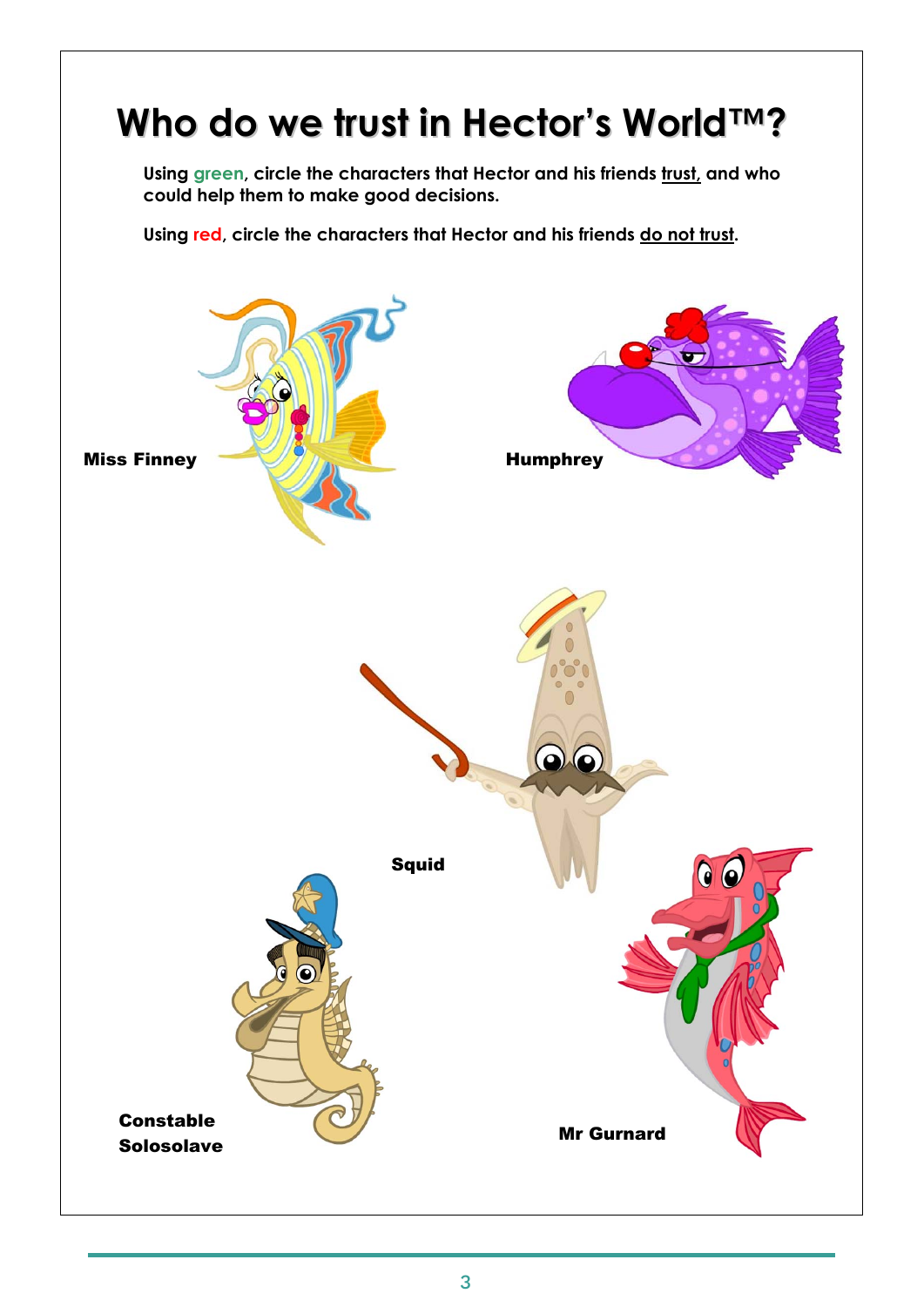# Who do we trust in Hector's World™?

**Using green, circle the characters that Hector and his friends trust, and who could help them to make good decisions.**

**Using red, circle the characters that Hector and his friends do not trust.**

**Miss Finney**

**Humphrey**

**Squid**

**Constable Solosolave**

**Mr Gurnard**